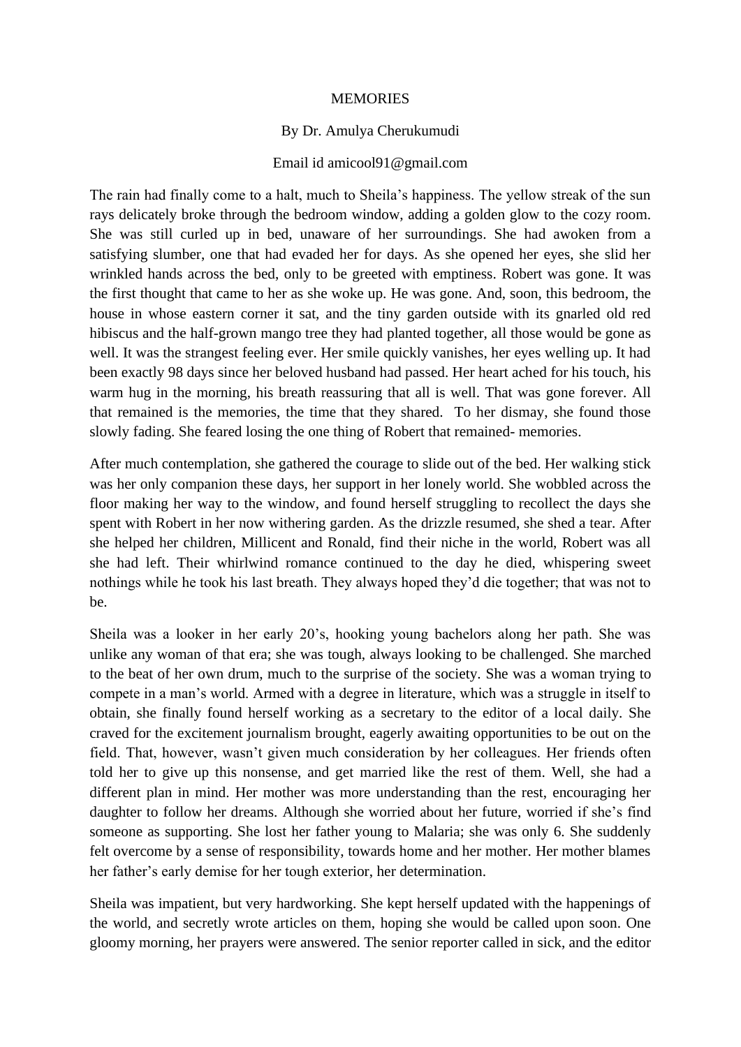# MEMORIES

By Dr. Amulya Cherukumudi

Email id amicool91@gmail.com

The rain had finally come to a halt, much to Sheila's happiness. The yellow streak of the sun rays delicately broke through the bedroom window, adding a golden glow to the cozy room. She was still curled up in bed, unaware of her surroundings. She had awoken from a satisfying slumber, one that had evaded her for days. As she opened her eyes, she slid her wrinkled hands across the bed, only to be greeted with emptiness. Robert was gone. It was the first thought that came to her as she woke up. He was gone. And, soon, this bedroom, the house in whose eastern corner it sat, and the tiny garden outside with its gnarled old red hibiscus and the half-grown mango tree they had planted together, all those would be gone as well. It was the strangest feeling ever. Her smile quickly vanishes, her eyes welling up. It had been exactly 98 days since her beloved husband had passed. Her heart ached for his touch, his warm hug in the morning, his breath reassuring that all is well. That was gone forever. All that remained is the memories, the time that they shared. To her dismay, she found those slowly fading. She feared losing the one thing of Robert that remained- memories.

After much contemplation, she gathered the courage to slide out of the bed. Her walking stick was her only companion these days, her support in her lonely world. She wobbled across the floor making her way to the window, and found herself struggling to recollect the days she spent with Robert in her now withering garden. As the drizzle resumed, she shed a tear. After she helped her children, Millicent and Ronald, find their niche in the world, Robert was all she had left. Their whirlwind romance continued to the day he died, whispering sweet nothings while he took his last breath. They always hoped they'd die together; that was not to be.

Sheila was a looker in her early 20's, hooking young bachelors along her path. She was unlike any woman of that era; she was tough, always looking to be challenged. She marched to the beat of her own drum, much to the surprise of the society. She was a woman trying to compete in a man's world. Armed with a degree in literature, which was a struggle in itself to obtain, she finally found herself working as a secretary to the editor of a local daily. She craved for the excitement journalism brought, eagerly awaiting opportunities to be out on the field. That, however, wasn't given much consideration by her colleagues. Her friends often told her to give up this nonsense, and get married like the rest of them. Well, she had a different plan in mind. Her mother was more understanding than the rest, encouraging her daughter to follow her dreams. Although she worried about her future, worried if she's find someone as supporting. She lost her father young to Malaria; she was only 6. She suddenly felt overcome by a sense of responsibility, towards home and her mother. Her mother blames her father's early demise for her tough exterior, her determination.

Sheila was impatient, but very hardworking. She kept herself updated with the happenings of the world, and secretly wrote articles on them, hoping she would be called upon soon. One gloomy morning, her prayers were answered. The senior reporter called in sick, and the editor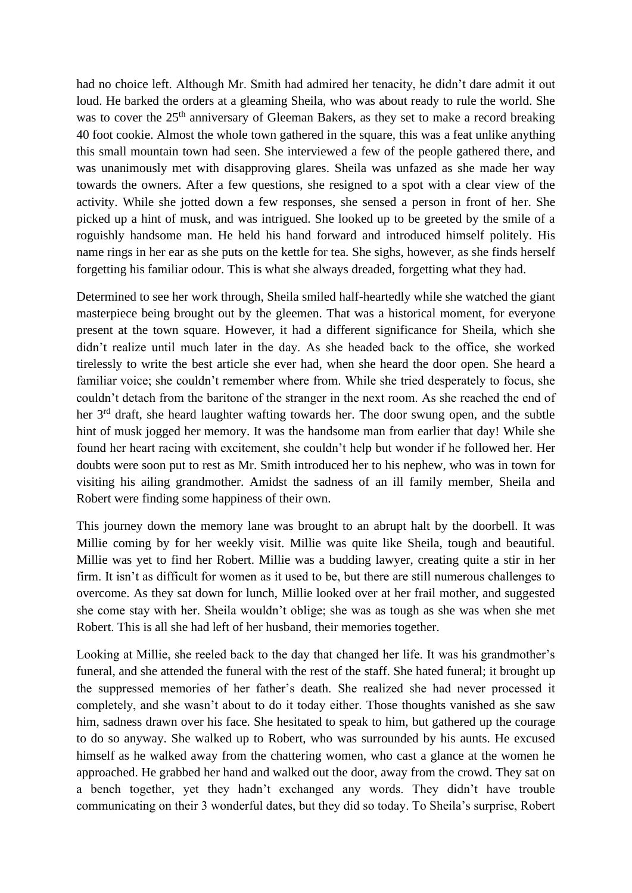had no choice left. Although Mr. Smith had admired her tenacity, he didn't dare admit it out loud. He barked the orders at a gleaming Sheila, who was about ready to rule the world. She was to cover the 25th anniversary of Gleeman Bakers, as they set to make a record breaking 40 foot cookie. Almost the whole town gathered in the square, this was a feat unlike anything this small mountain town had seen. She interviewed a few of the people gathered there, and was unanimously met with disapproving glares. Sheila was unfazed as she made her way towards the owners. After a few questions, she resigned to a spot with a clear view of the activity. While she jotted down a few responses, she sensed a person in front of her. She picked up a hint of musk, and was intrigued. She looked up to be greeted by the smile of a roguishly handsome man. He held his hand forward and introduced himself politely. His name rings in her ear as she puts on the kettle for tea. She sighs, however, as she finds herself forgetting his familiar odour. This is what she always dreaded, forgetting what they had.

Determined to see her work through, Sheila smiled half-heartedly while she watched the giant masterpiece being brought out by the gleemen. That was a historical moment, for everyone present at the town square. However, it had a different significance for Sheila, which she didn't realize until much later in the day. As she headed back to the office, she worked tirelessly to write the best article she ever had, when she heard the door open. She heard a familiar voice; she couldn't remember where from. While she tried desperately to focus, she couldn't detach from the baritone of the stranger in the next room. As she reached the end of her 3rd draft, she heard laughter wafting towards her. The door swung open, and the subtle hint of musk jogged her memory. It was the handsome man from earlier that day! While she found her heart racing with excitement, she couldn't help but wonder if he followed her. Her doubts were soon put to rest as Mr. Smith introduced her to his nephew, who was in town for visiting his ailing grandmother. Amidst the sadness of an ill family member, Sheila and Robert were finding some happiness of their own.

This journey down the memory lane was brought to an abrupt halt by the doorbell. It was Millie coming by for her weekly visit. Millie was quite like Sheila, tough and beautiful. Millie was yet to find her Robert. Millie was a budding lawyer, creating quite a stir in her firm. It isn't as difficult for women as it used to be, but there are still numerous challenges to overcome. As they sat down for lunch, Millie looked over at her frail mother, and suggested she come stay with her. Sheila wouldn't oblige; she was as tough as she was when she met Robert. This is all she had left of her husband, their memories together.

Looking at Millie, she reeled back to the day that changed her life. It was his grandmother's funeral, and she attended the funeral with the rest of the staff. She hated funeral; it brought up the suppressed memories of her father's death. She realized she had never processed it completely, and she wasn't about to do it today either. Those thoughts vanished as she saw him, sadness drawn over his face. She hesitated to speak to him, but gathered up the courage to do so anyway. She walked up to Robert, who was surrounded by his aunts. He excused himself as he walked away from the chattering women, who cast a glance at the women he approached. He grabbed her hand and walked out the door, away from the crowd. They sat on a bench together, yet they hadn't exchanged any words. They didn't have trouble communicating on their 3 wonderful dates, but they did so today. To Sheila's surprise, Robert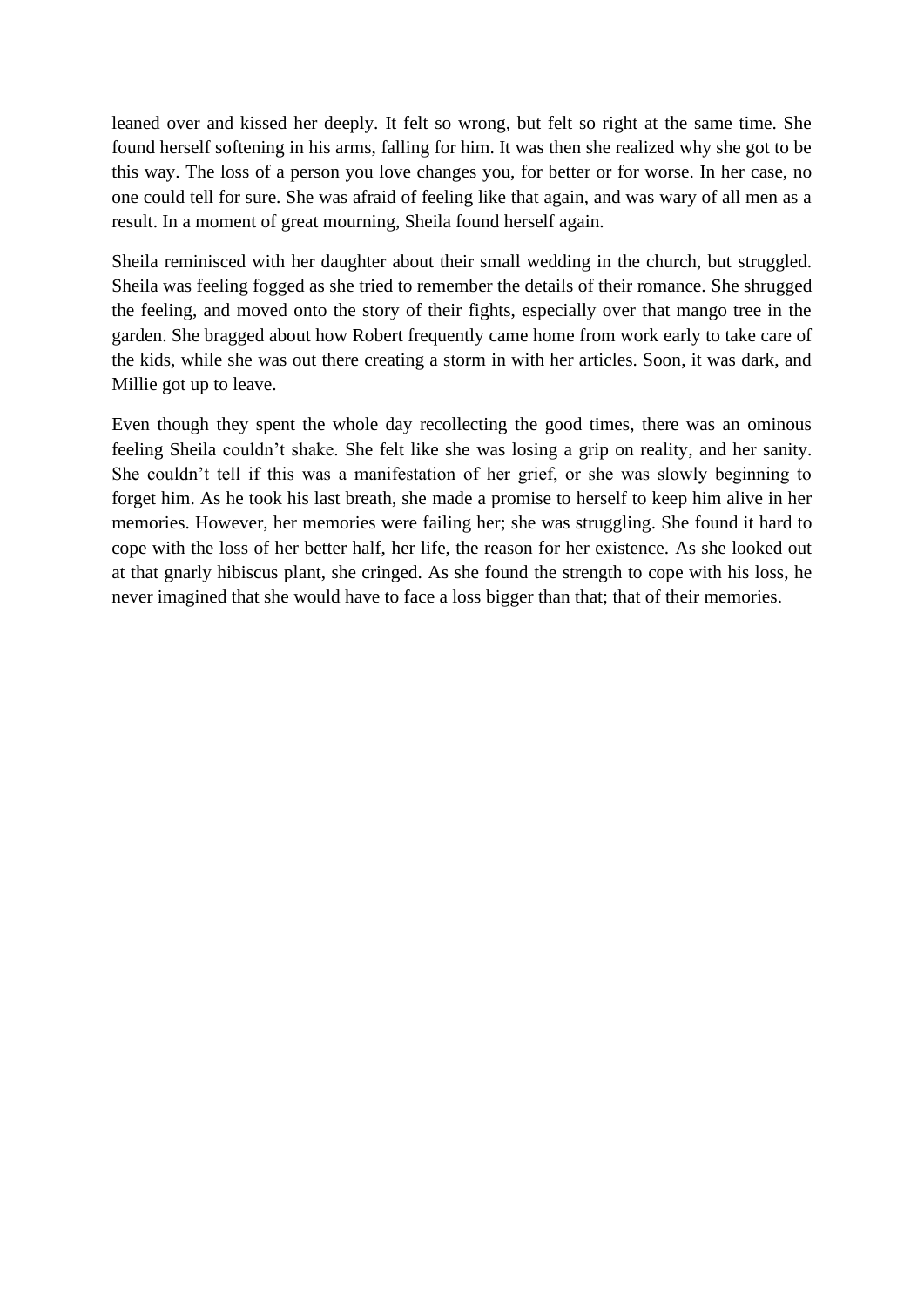leaned over and kissed her deeply. It felt so wrong, but felt so right at the same time. She found herself softening in his arms, falling for him. It was then she realized why she got to be this way. The loss of a person you love changes you, for better or for worse. In her case, no one could tell for sure. She was afraid of feeling like that again, and was wary of all men as a result. In a moment of great mourning, Sheila found herself again.

Sheila reminisced with her daughter about their small wedding in the church, but struggled. Sheila was feeling fogged as she tried to remember the details of their romance. She shrugged the feeling, and moved onto the story of their fights, especially over that mango tree in the garden. She bragged about how Robert frequently came home from work early to take care of the kids, while she was out there creating a storm in with her articles. Soon, it was dark, and Millie got up to leave.

Even though they spent the whole day recollecting the good times, there was an ominous feeling Sheila couldn't shake. She felt like she was losing a grip on reality, and her sanity. She couldn't tell if this was a manifestation of her grief, or she was slowly beginning to forget him. As he took his last breath, she made a promise to herself to keep him alive in her memories. However, her memories were failing her; she was struggling. She found it hard to cope with the loss of her better half, her life, the reason for her existence. As she looked out at that gnarly hibiscus plant, she cringed. As she found the strength to cope with his loss, he never imagined that she would have to face a loss bigger than that; that of their memories.